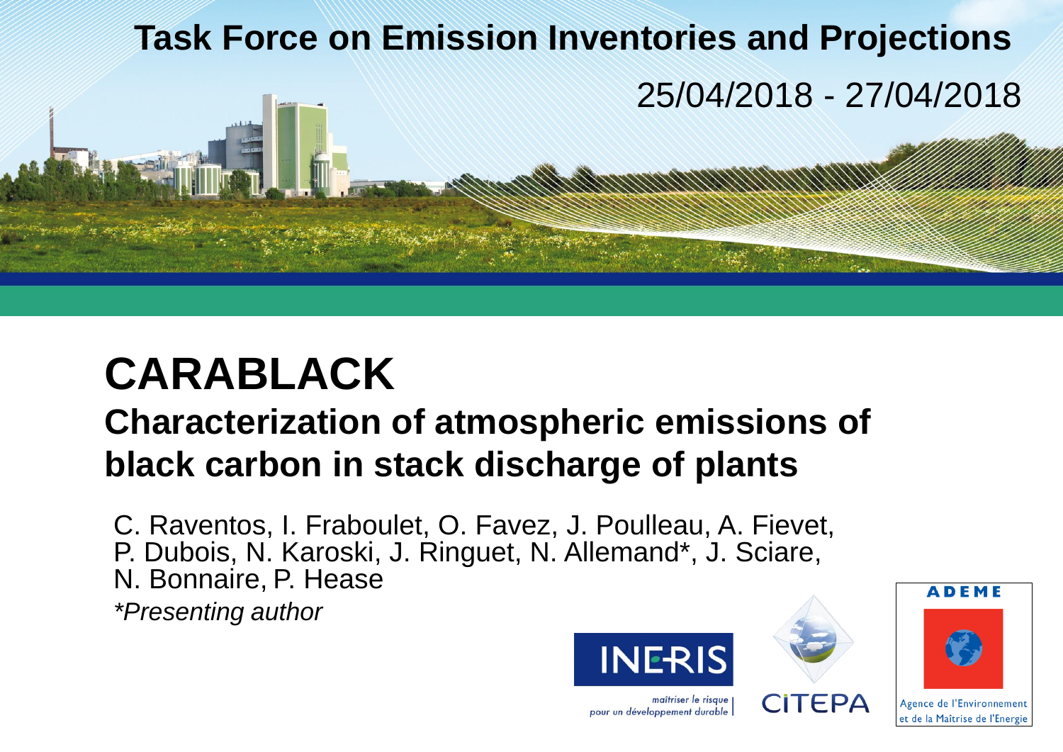Task Force on Emission Inventories and Projections

25/04/2018 - 27/04/2018

# CARABLACK

## Characterization of atmospheric emissions of black carbon in stack discharge of plants

C. Raventos, I. Fraboulet, O. Favez, J. Poulleau, A. Fievet, P. Dubois, N. Karoski, J. Ringuet, N. Allemand*, J. Sciare, N. Bonnaire, P. Hease

*\*Presenting author*

INERIS — maîtriser le risque pour un développement durable

CITEPA

ADEME — Agence de l'Environnement et de la Maîtrise de l'Energie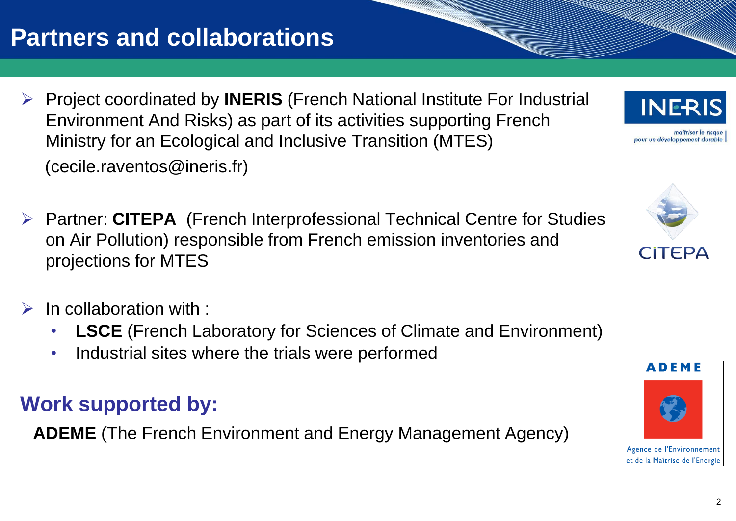# Partners and collaborations

- Project coordinated by **INERIS** (French National Institute For Industrial Environment And Risks) as part of its activities supporting French Ministry for an Ecological and Inclusive Transition (MTES)
  (cecile.raventos@ineris.fr)

- Partner: **CITEPA** (French Interprofessional Technical Centre for Studies on Air Pollution) responsible from French emission inventories and projections for MTES

- In collaboration with :
  - **LSCE** (French Laboratory for Sciences of Climate and Environment)
  - Industrial sites where the trials were performed

## Work supported by:

**ADEME** (The French Environment and Energy Management Agency)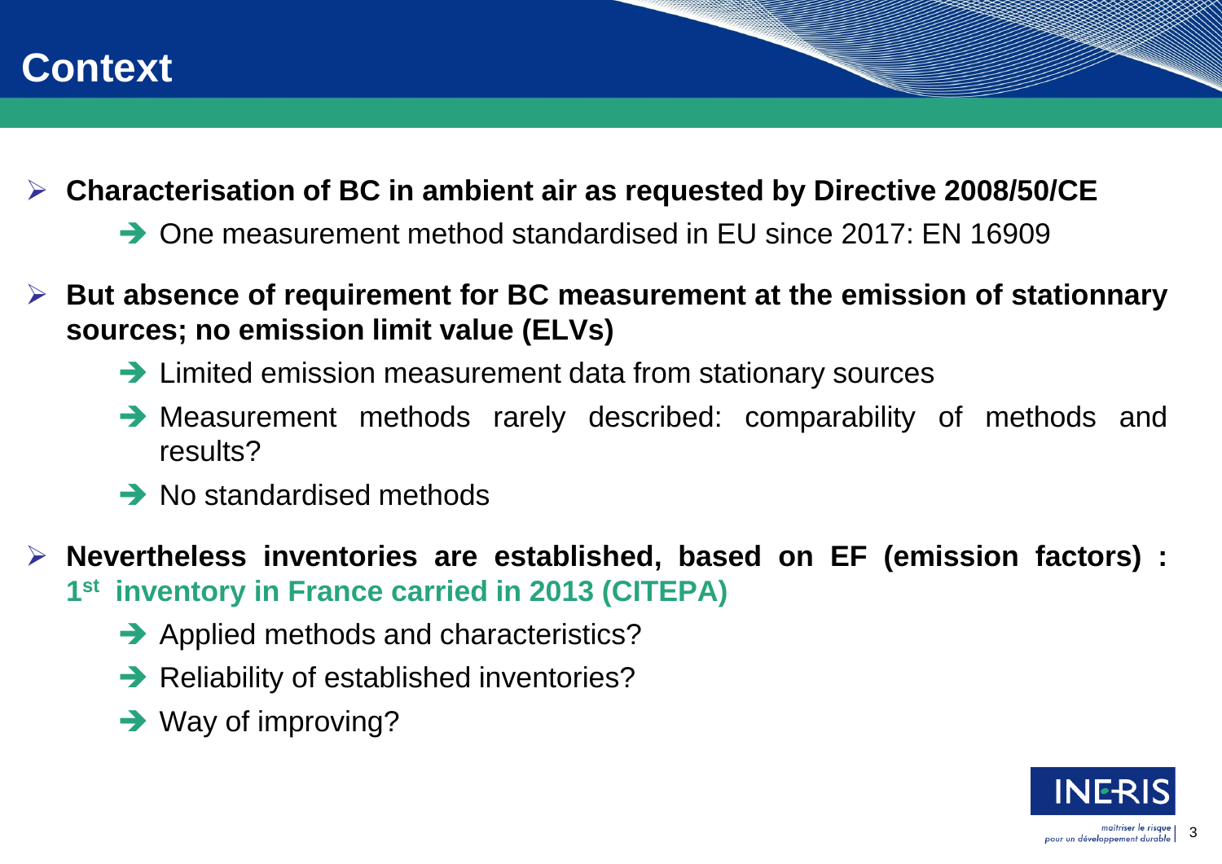# Context

- **Characterisation of BC in ambient air as requested by Directive 2008/50/CE**
  - ➔ One measurement method standardised in EU since 2017: EN 16909
- **But absence of requirement for BC measurement at the emission of stationnary sources; no emission limit value (ELVs)**
  - ➔ Limited emission measurement data from stationary sources
  - ➔ Measurement methods rarely described: comparability of methods and results?
  - ➔ No standardised methods
- **Nevertheless inventories are established, based on EF (emission factors) : 1st inventory in France carried in 2013 (CITEPA)**
  - ➔ Applied methods and characteristics?
  - ➔ Reliability of established inventories?
  - ➔ Way of improving?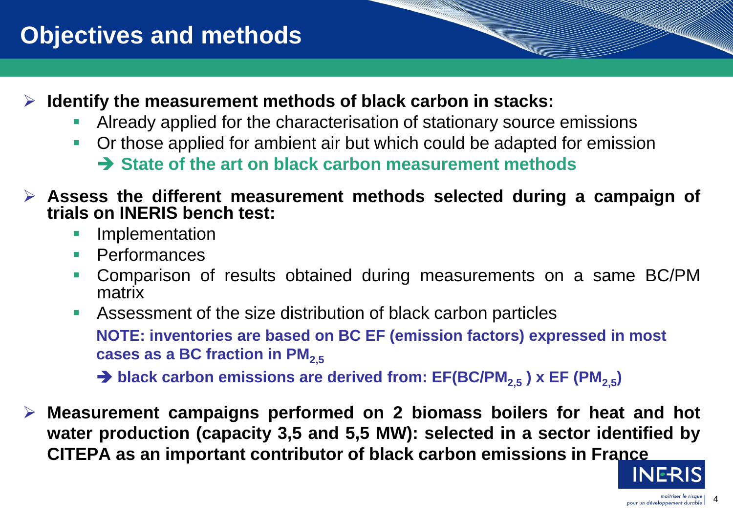# Objectives and methods

- **Identify the measurement methods of black carbon in stacks:**
  - Already applied for the characterisation of stationary source emissions
  - Or those applied for ambient air but which could be adapted for emission

    ➔ **State of the art on black carbon measurement methods**

- **Assess the different measurement methods selected during a campaign of trials on INERIS bench test:**
  - Implementation
  - Performances
  - Comparison of results obtained during measurements on a same BC/PM matrix
  - Assessment of the size distribution of black carbon particles

    **NOTE: inventories are based on BC EF (emission factors) expressed in most cases as a BC fraction in $PM_{2,5}$**

    ➔ **black carbon emissions are derived from: EF($BC/PM_{2,5}$ ) x EF ($PM_{2,5}$)**

- **Measurement campaigns performed on 2 biomass boilers for heat and hot water production (capacity 3,5 and 5,5 MW): selected in a sector identified by CITEPA as an important contributor of black carbon emissions in France**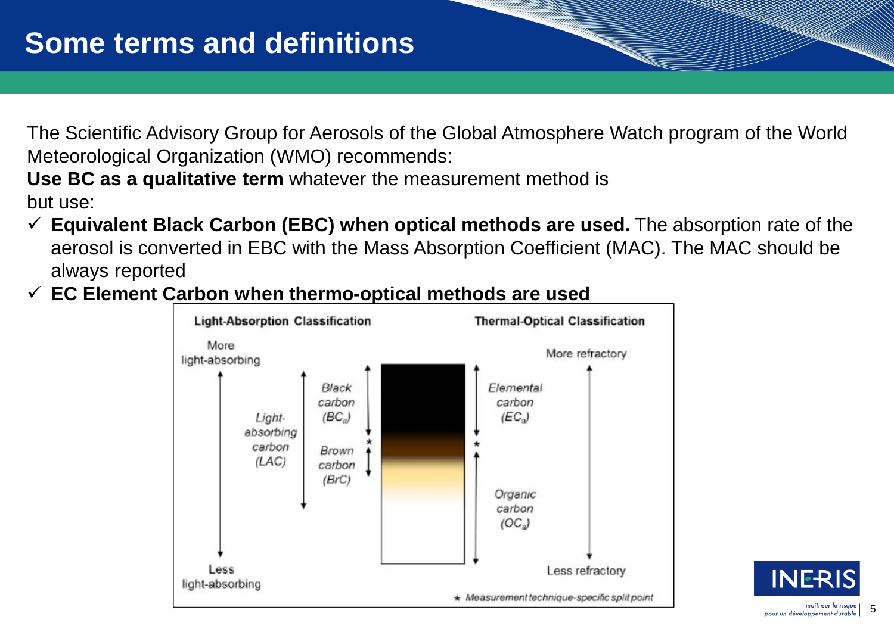# Some terms and definitions

The Scientific Advisory Group for Aerosols of the Global Atmosphere Watch program of the World Meteorological Organization (WMO) recommends:

**Use BC as a qualitative term** whatever the measurement method is

but use:

- ✓ **Equivalent Black Carbon (EBC) when optical methods are used.** The absorption rate of the aerosol is converted in EBC with the Mass Absorption Coefficient (MAC). The MAC should be always reported
- ✓ **EC Element Carbon when thermo-optical methods are used**

**Light-Absorption Classification**

More light-absorbing ↔ Less light-absorbing

- Light-absorbing carbon (LAC)
  - *Black carbon ($BC_a$)*
  - *Brown carbon (BrC)*

**Thermal-Optical Classification**

More refractory ↔ Less refractory

- *Elemental carbon ($EC_a$)*
- *Organic carbon ($OC_a$)*

★ *Measurement technique-specific split point*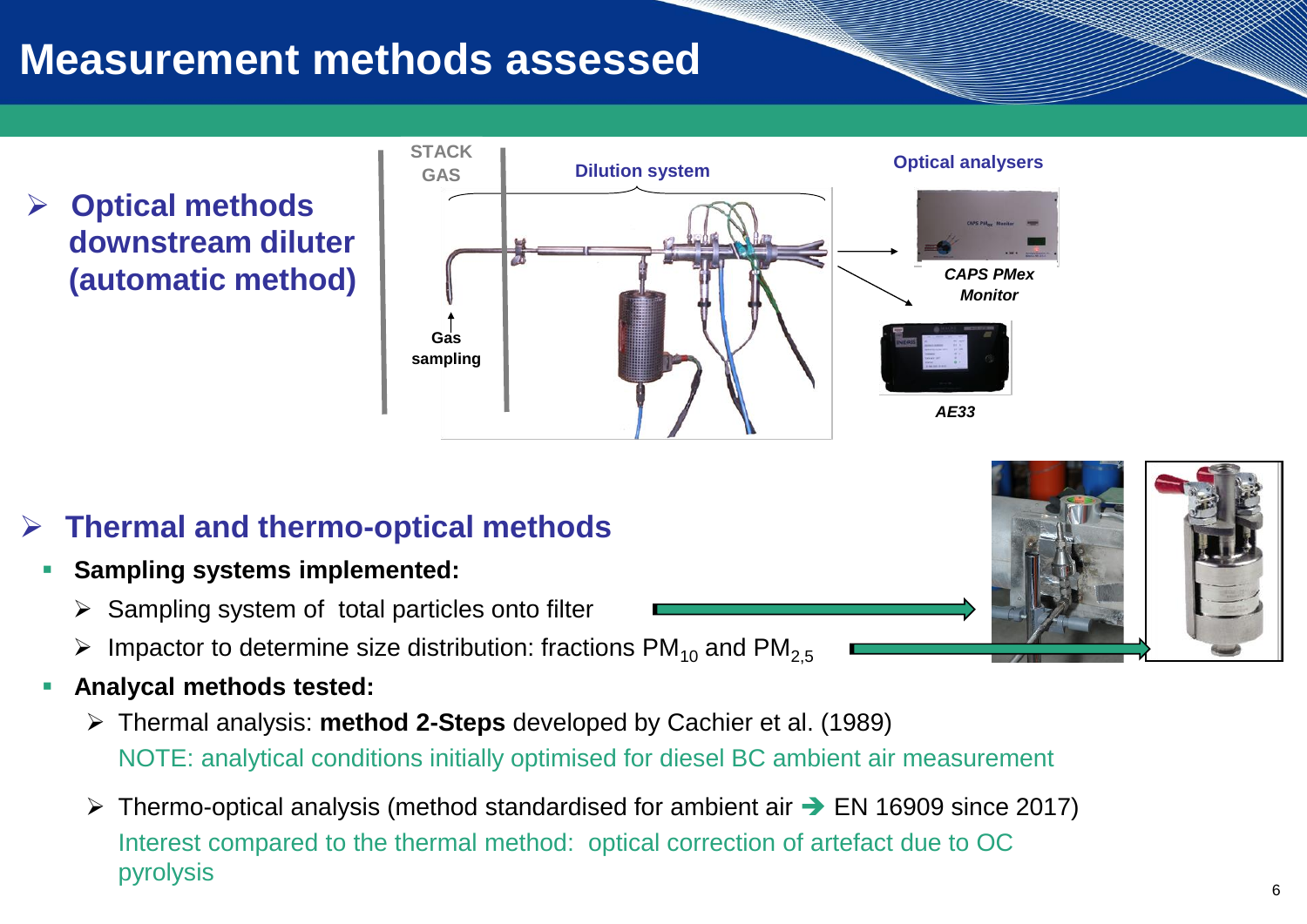# Measurement methods assessed

- **Optical methods downstream diluter (automatic method)**

STACK GAS

Dilution system

Optical analysers

Gas sampling

*CAPS PMex Monitor*

*AE33*

- **Thermal and thermo-optical methods**
  - **Sampling systems implemented:**
    - Sampling system of total particles onto filter
    - Impactor to determine size distribution: fractions $PM_{10}$ and $PM_{2,5}$
  - **Analycal methods tested:**
    - Thermal analysis: **method 2-Steps** developed by Cachier et al. (1989)

      NOTE: analytical conditions initially optimised for diesel BC ambient air measurement

    - Thermo-optical analysis (method standardised for ambient air ➔ EN 16909 since 2017)

      Interest compared to the thermal method: optical correction of artefact due to OC pyrolysis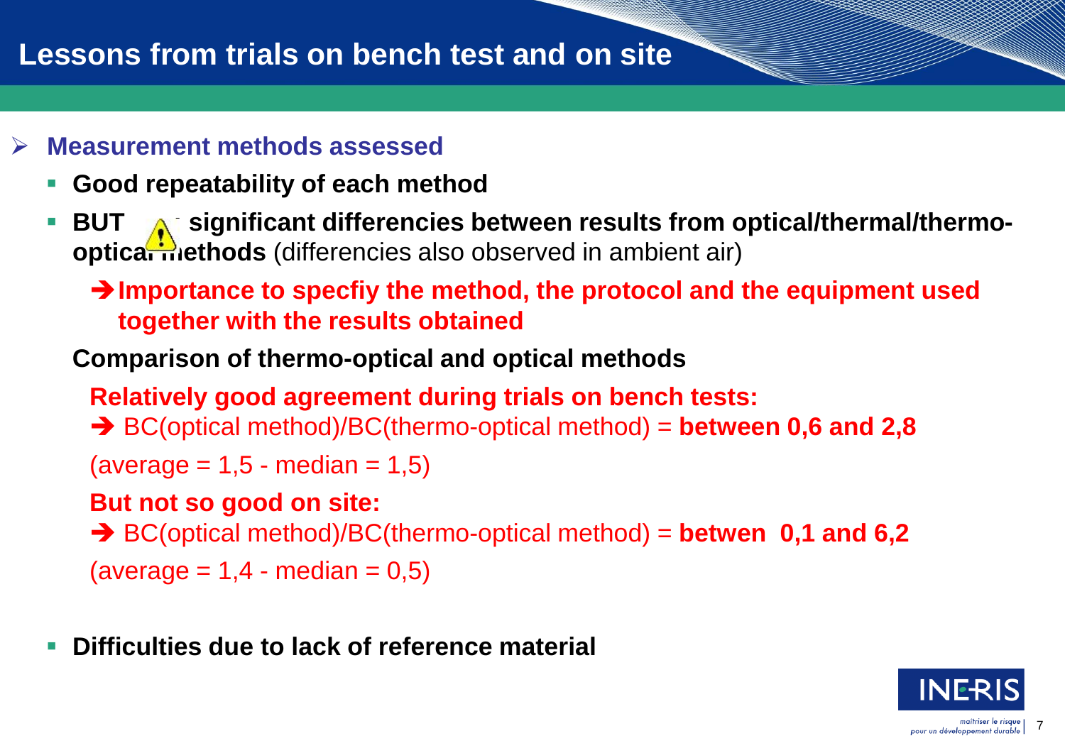# Lessons from trials on bench test and on site

- **Measurement methods assessed**
  - **Good repeatability of each method**
  - **BUT ⚠ significant differencies between results from optical/thermal/thermo-optical methods** (differencies also observed in ambient air)

    ➔ **Importance to specfiy the method, the protocol and the equipment used together with the results obtained**

    **Comparison of thermo-optical and optical methods**

    **Relatively good agreement during trials on bench tests:**

    ➔ BC(optical method)/BC(thermo-optical method) = **between 0,6 and 2,8**

    (average = 1,5 - median = 1,5)

    **But not so good on site:**

    ➔ BC(optical method)/BC(thermo-optical method) = **betwen 0,1 and 6,2**

    (average = 1,4 - median = 0,5)

  - **Difficulties due to lack of reference material**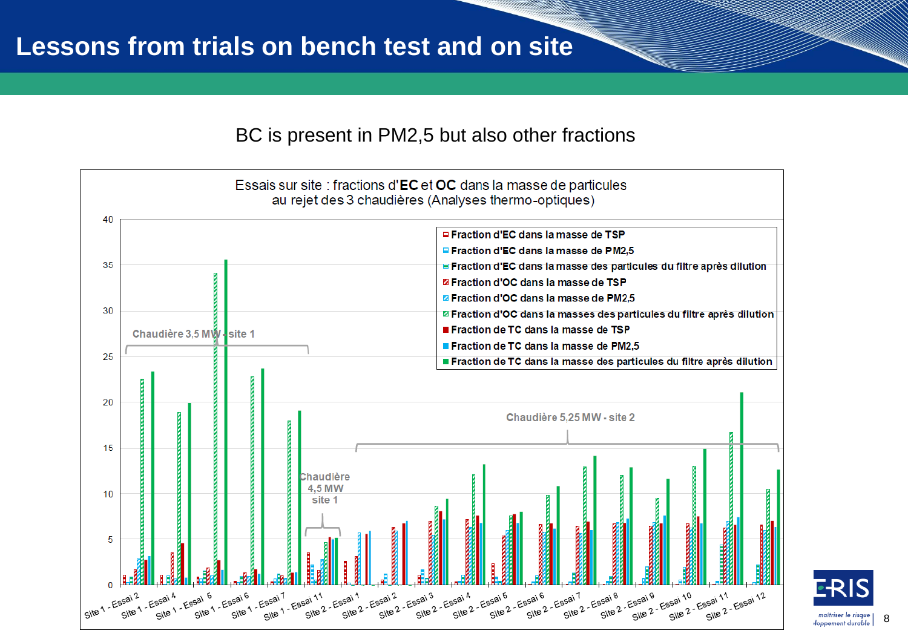# Lessons from trials on bench test and on site

BC is present in PM2,5 but also other fractions

Essais sur site : fractions d'**EC** et **OC** dans la masse de particules au rejet des 3 chaudières (Analyses thermo-optiques)

- Fraction d'EC dans la masse de TSP
- Fraction d'EC dans la masse de PM2,5
- Fraction d'EC dans la masse des particules du filtre après dilution
- Fraction d'OC dans la masse de TSP
- Fraction d'OC dans la masse de PM2,5
- Fraction d'OC dans la masses des particules du filtre après dilution
- Fraction de TC dans la masse de TSP
- Fraction de TC dans la masse de PM2,5
- Fraction de TC dans la masse des particules du filtre après dilution

Chaudière 3,5 MW - site 1

Chaudière 4,5 MW site 1

Chaudière 5,25 MW - site 2

Site 1 - Essai 2, Site 1 - Essai 4, Site 1 - Essai 5, Site 1 - Essai 6, Site 1 - Essai 7, Site 1 - Essai 11, Site 2 - Essai 1, Site 2 - Essai 2, Site 2 - Essai 3, Site 2 - Essai 4, Site 2 - Essai 5, Site 2 - Essai 6, Site 2 - Essai 7, Site 2 - Essai 8, Site 2 - Essai 9, Site 2 - Essai 10, Site 2 - Essai 11, Site 2 - Essai 12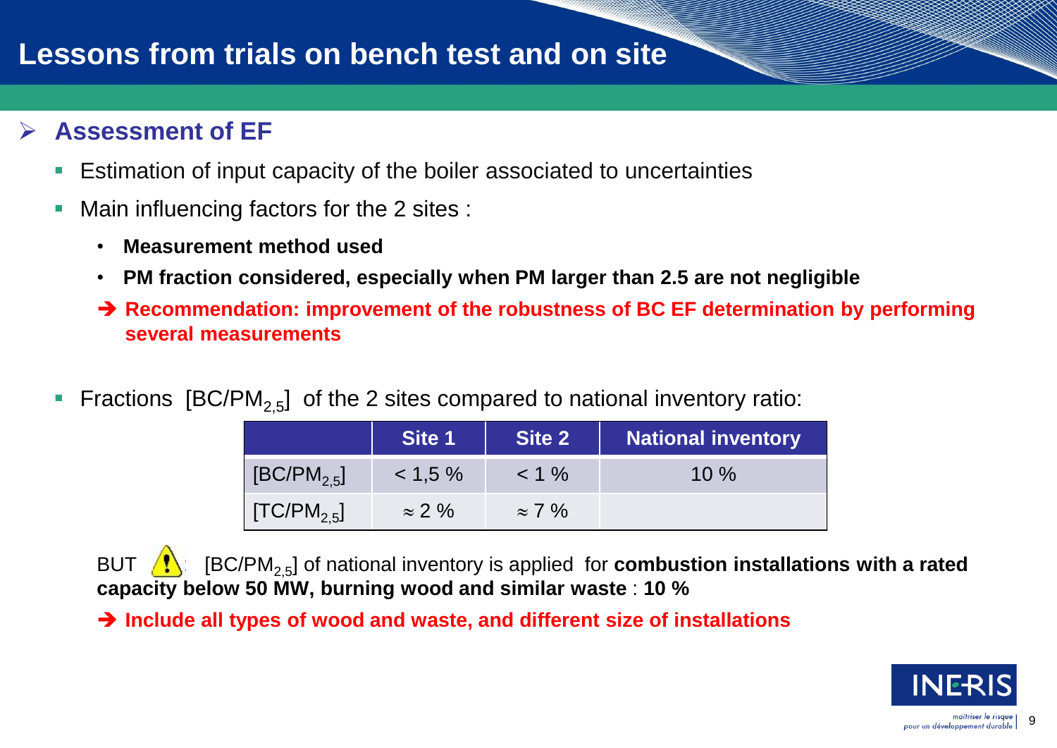# Lessons from trials on bench test and on site

## Assessment of EF

- Estimation of input capacity of the boiler associated to uncertainties
- Main influencing factors for the 2 sites :
  - **Measurement method used**
  - **PM fraction considered, especially when PM larger than 2.5 are not negligible**

  ➔ **Recommendation: improvement of the robustness of BC EF determination by performing several measurements**

- Fractions $[BC/PM_{2,5}]$ of the 2 sites compared to national inventory ratio:

| | Site 1 | Site 2 | National inventory |
|---|---|---|---|
| $[BC/PM_{2,5}]$ | < 1,5 % | < 1 % | 10 % |
| $[TC/PM_{2,5}]$ | ≈ 2 % | ≈ 7 % | |

BUT ⚠ $[BC/PM_{2,5}]$ of national inventory is applied for **combustion installations with a rated capacity below 50 MW, burning wood and similar waste** : **10 %**

➔ **Include all types of wood and waste, and different size of installations**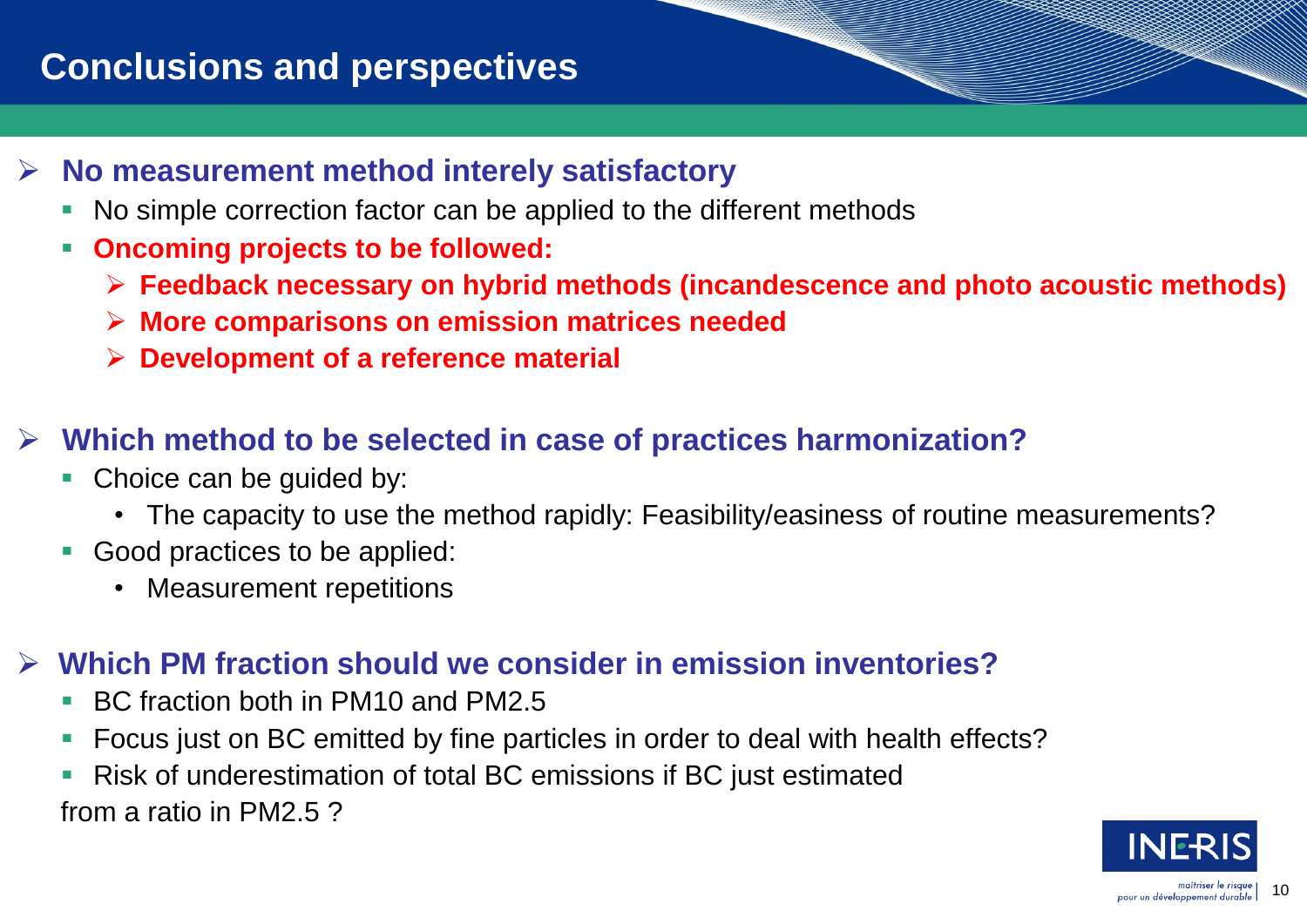# Conclusions and perspectives

- **No measurement method interely satisfactory**
  - No simple correction factor can be applied to the different methods
  - **Oncoming projects to be followed:**
    - **Feedback necessary on hybrid methods (incandescence and photo acoustic methods)**
    - **More comparisons on emission matrices needed**
    - **Development of a reference material**

- **Which method to be selected in case of practices harmonization?**
  - Choice can be guided by:
    - The capacity to use the method rapidly: Feasibility/easiness of routine measurements?
  - Good practices to be applied:
    - Measurement repetitions

- **Which PM fraction should we consider in emission inventories?**
  - BC fraction both in PM10 and PM2.5
  - Focus just on BC emitted by fine particles in order to deal with health effects?
  - Risk of underestimation of total BC emissions if BC just estimated from a ratio in PM2.5 ?

INERIS

*maîtriser le risque pour un développement durable*